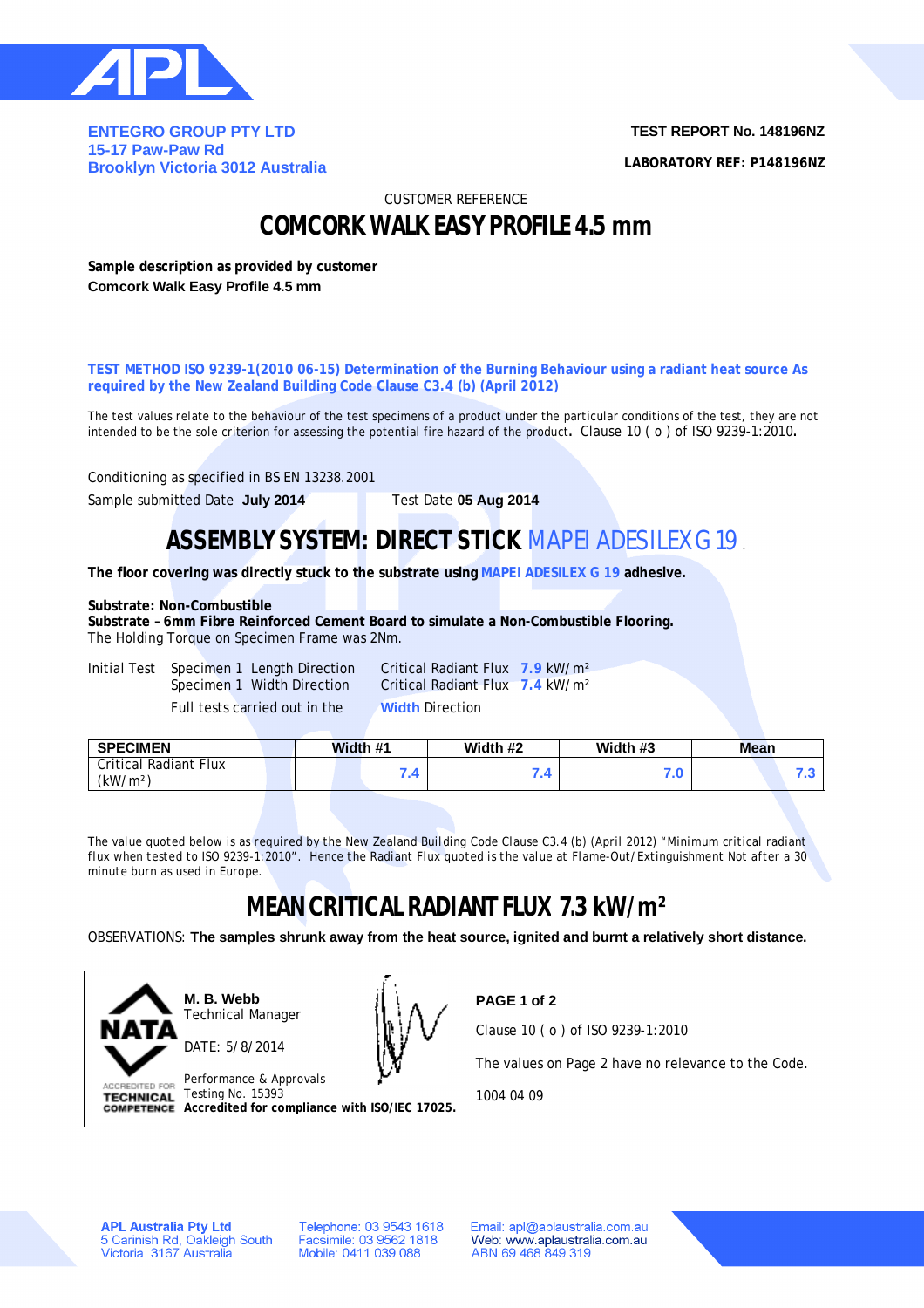ENTEGRO GROUP PTY LTD
15-17 Paw-Paw Rd
Brooklyn Victoria 3012 Australia

**TEST REPORT No. 148196NZ**

**LABORATORY REF: P148196NZ**

CUSTOMER REFERENCE

# COMCORK WALK EASY PROFILE 4.5 mm

**Sample description as provided by customer**
**Comcork Walk Easy Profile 4.5 mm**

**TEST METHOD ISO 9239-1(2010 06-15) Determination of the Burning Behaviour using a radiant heat source As required by the New Zealand Building Code Clause C3.4 (b) (April 2012)**

The test values relate to the behaviour of the test specimens of a product under the particular conditions of the test, they are not intended to be the sole criterion for assessing the potential fire hazard of the product. Clause 10 ( o ) of ISO 9239-1:2010.

Conditioning as specified in BS EN 13238.2001

Sample submitted Date **July 2014** Test Date **05 Aug 2014**

## ASSEMBLY SYSTEM: DIRECT STICK MAPEI ADESILEX G 19

**The floor covering was directly stuck to the substrate using MAPEI ADESILEX G 19 adhesive.**

**Substrate: Non-Combustible**
**Substrate – 6mm Fibre Reinforced Cement Board to simulate a Non-Combustible Flooring.**
The Holding Torque on Specimen Frame was 2Nm.

Initial Test Specimen 1 Length Direction Critical Radiant Flux **7.9** $kW/m^2$
Specimen 1 Width Direction Critical Radiant Flux **7.4** $kW/m^2$
Full tests carried out in the **Width** Direction

| SPECIMEN | Width #1 | Width #2 | Width #3 | Mean |
|---|---|---|---|---|
| Critical Radiant Flux ($kW/m^2$) | 7.4 | 7.4 | 7.0 | 7.3 |

The value quoted below is as required by the New Zealand Building Code Clause C3.4 (b) (April 2012) "Minimum critical radiant flux when tested to ISO 9239-1:2010". Hence the Radiant Flux quoted is the value at Flame-Out/Extinguishment Not after a 30 minute burn as used in Europe.

## MEAN CRITICAL RADIANT FLUX 7.3 $kW/m^2$

OBSERVATIONS: **The samples shrunk away from the heat source, ignited and burnt a relatively short distance.**

NATA ACCREDITED FOR TECHNICAL COMPETENCE

**M. B. Webb**
Technical Manager

DATE: 5/8/2014

Performance & Approvals
Testing No. 15393
**Accredited for compliance with ISO/IEC 17025.**

**PAGE 1 of 2**

Clause 10 ( o ) of ISO 9239-1:2010

The values on Page 2 have no relevance to the Code.

1004 04 09

**APL Australia Pty Ltd**
5 Carinish Rd, Oakleigh South
Victoria 3167 Australia

Telephone: 03 9543 1618
Facsimile: 03 9562 1818
Mobile: 0411 039 088

Email: apl@aplaustralia.com.au
Web: www.aplaustralia.com.au
ABN 69 468 849 319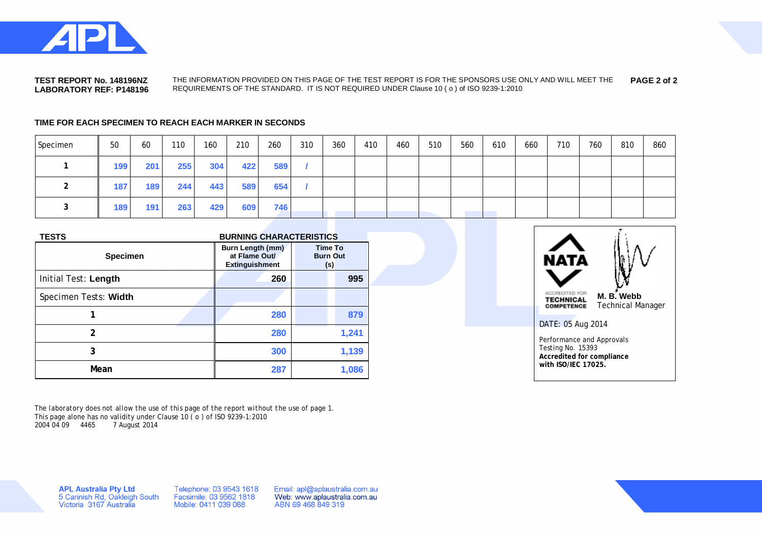**TEST REPORT No. 148196NZ**
**LABORATORY REF: P148196**

THE INFORMATION PROVIDED ON THIS PAGE OF THE TEST REPORT IS FOR THE SPONSORS USE ONLY AND WILL MEET THE REQUIREMENTS OF THE STANDARD. IT IS NOT REQUIRED UNDER Clause 10 ( o ) of ISO 9239-1:2010

## TIME FOR EACH SPECIMEN TO REACH EACH MARKER IN SECONDS

| Specimen | 50 | 60 | 110 | 160 | 210 | 260 | 310 | 360 | 410 | 460 | 510 | 560 | 610 | 660 | 710 | 760 | 810 | 860 |
|---|---|---|---|---|---|---|---|---|---|---|---|---|---|---|---|---|---|---|
| 1 | 199 | 201 | 255 | 304 | 422 | 589 | / | | | | | | | | | | | |
| 2 | 187 | 189 | 244 | 443 | 589 | 654 | / | | | | | | | | | | | |
| 3 | 189 | 191 | 263 | 429 | 609 | 746 | | | | | | | | | | | | |

**TESTS** — **BURNING CHARACTERISTICS**

| Specimen | Burn Length (mm) at Flame Out/ Extinguishment | Time To Burn Out (s) |
|---|---|---|
| Initial Test: **Length** | 260 | 995 |
| Specimen Tests: **Width** | | |
| 1 | 280 | 879 |
| 2 | 280 | 1,241 |
| 3 | 300 | 1,139 |
| **Mean** | 287 | 1,086 |

NATA — ACCREDITED FOR TECHNICAL COMPETENCE

**M. B. Webb**
Technical Manager

DATE: 05 Aug 2014

Performance and Approvals Testing No. 15393
**Accredited for compliance with ISO/IEC 17025.**

The laboratory does not allow the use of this page of the report without the use of page 1.
This page alone has no validity under Clause 10 ( o ) of ISO 9239-1:2010
2004 04 09 4465 7 August 2014

**APL Australia Pty Ltd**
5 Carinish Rd, Oakleigh South
Victoria 3167 Australia

Telephone: 03 9543 1618
Facsimile: 03 9562 1818
Mobile: 0411 039 088

Email: apl@aplaustralia.com.au
Web: www.aplaustralia.com.au
ABN 69 468 849 319